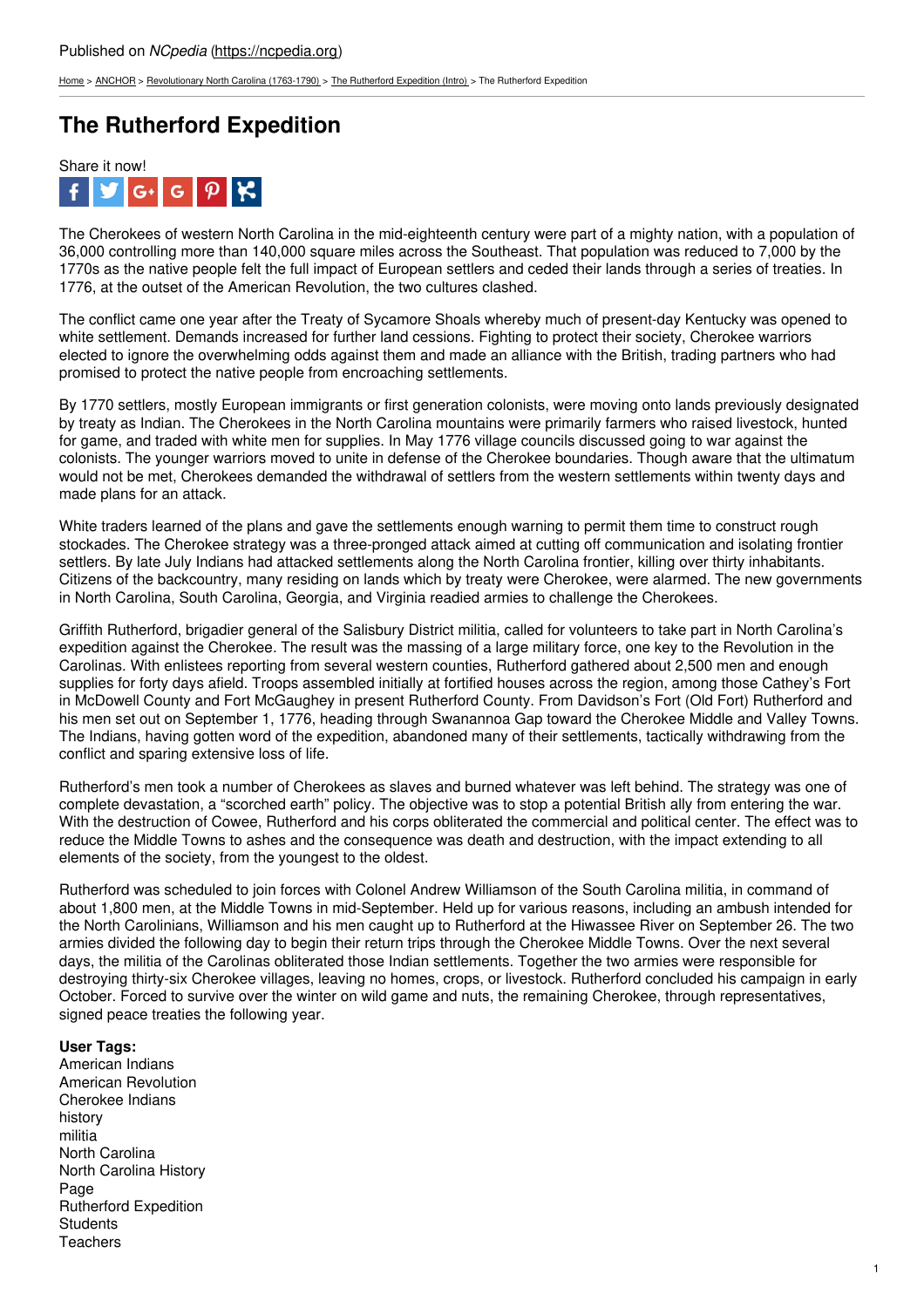Published on *NCpedia* (https://ncpedia.org)

Home > ANCHOR > Revolutionary North Carolina (1763-1790) > The Rutherford Expedition (Intro) > The Rutherford Expedition

# The Rutherford Expedition

Share it now!

The Cherokees of western North Carolina in the mid-eighteenth century were part of a mighty nation, with a population of 36,000 controlling more than 140,000 square miles across the Southeast. That population was reduced to 7,000 by the 1770s as the native people felt the full impact of European settlers and ceded their lands through a series of treaties. In 1776, at the outset of the American Revolution, the two cultures clashed.

The conflict came one year after the Treaty of Sycamore Shoals whereby much of present-day Kentucky was opened to white settlement. Demands increased for further land cessions. Fighting to protect their society, Cherokee warriors elected to ignore the overwhelming odds against them and made an alliance with the British, trading partners who had promised to protect the native people from encroaching settlements.

By 1770 settlers, mostly European immigrants or first generation colonists, were moving onto lands previously designated by treaty as Indian. The Cherokees in the North Carolina mountains were primarily farmers who raised livestock, hunted for game, and traded with white men for supplies. In May 1776 village councils discussed going to war against the colonists. The younger warriors moved to unite in defense of the Cherokee boundaries. Though aware that the ultimatum would not be met, Cherokees demanded the withdrawal of settlers from the western settlements within twenty days and made plans for an attack.

White traders learned of the plans and gave the settlements enough warning to permit them time to construct rough stockades. The Cherokee strategy was a three-pronged attack aimed at cutting off communication and isolating frontier settlers. By late July Indians had attacked settlements along the North Carolina frontier, killing over thirty inhabitants. Citizens of the backcountry, many residing on lands which by treaty were Cherokee, were alarmed. The new governments in North Carolina, South Carolina, Georgia, and Virginia readied armies to challenge the Cherokees.

Griffith Rutherford, brigadier general of the Salisbury District militia, called for volunteers to take part in North Carolina's expedition against the Cherokee. The result was the massing of a large military force, one key to the Revolution in the Carolinas. With enlistees reporting from several western counties, Rutherford gathered about 2,500 men and enough supplies for forty days afield. Troops assembled initially at fortified houses across the region, among those Cathey's Fort in McDowell County and Fort McGaughey in present Rutherford County. From Davidson's Fort (Old Fort) Rutherford and his men set out on September 1, 1776, heading through Swanannoa Gap toward the Cherokee Middle and Valley Towns. The Indians, having gotten word of the expedition, abandoned many of their settlements, tactically withdrawing from the conflict and sparing extensive loss of life.

Rutherford's men took a number of Cherokees as slaves and burned whatever was left behind. The strategy was one of complete devastation, a "scorched earth" policy. The objective was to stop a potential British ally from entering the war. With the destruction of Cowee, Rutherford and his corps obliterated the commercial and political center. The effect was to reduce the Middle Towns to ashes and the consequence was death and destruction, with the impact extending to all elements of the society, from the youngest to the oldest.

Rutherford was scheduled to join forces with Colonel Andrew Williamson of the South Carolina militia, in command of about 1,800 men, at the Middle Towns in mid-September. Held up for various reasons, including an ambush intended for the North Carolinians, Williamson and his men caught up to Rutherford at the Hiwassee River on September 26. The two armies divided the following day to begin their return trips through the Cherokee Middle Towns. Over the next several days, the militia of the Carolinas obliterated those Indian settlements. Together the two armies were responsible for destroying thirty-six Cherokee villages, leaving no homes, crops, or livestock. Rutherford concluded his campaign in early October. Forced to survive over the winter on wild game and nuts, the remaining Cherokee, through representatives, signed peace treaties the following year.

**User Tags:**
American Indians
American Revolution
Cherokee Indians
history
militia
North Carolina
North Carolina History
Page
Rutherford Expedition
Students
Teachers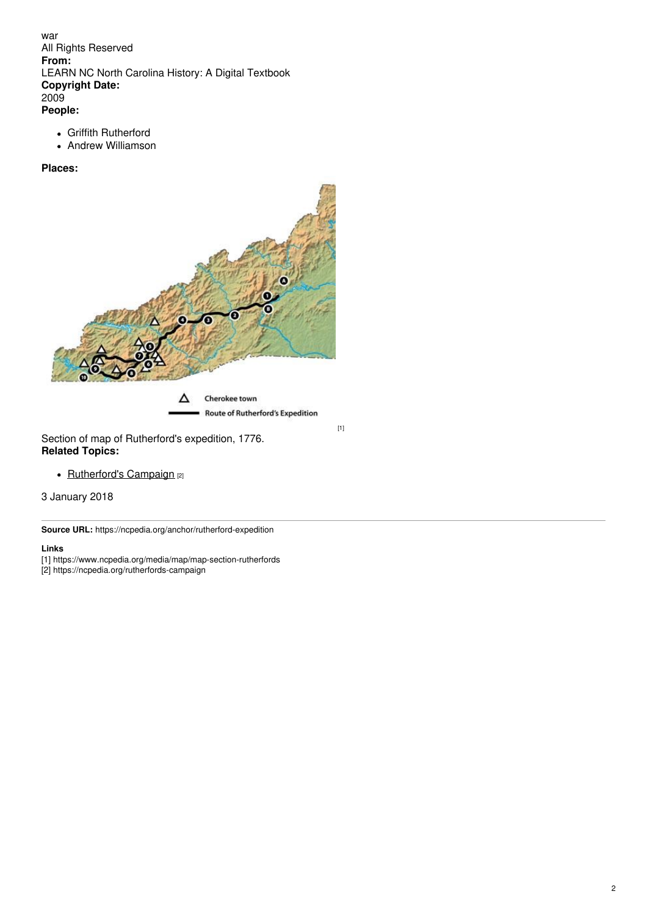war
All Rights Reserved
**From:**
LEARN NC North Carolina History: A Digital Textbook
**Copyright Date:**
2009
**People:**

- Griffith Rutherford
- Andrew Williamson

**Places:**

Cherokee town
Route of Rutherford's Expedition

[1]

Section of map of Rutherford's expedition, 1776.
**Related Topics:**

- Rutherford's Campaign [2]

3 January 2018

**Source URL:** https://ncpedia.org/anchor/rutherford-expedition

**Links**
[1] https://www.ncpedia.org/media/map/map-section-rutherfords
[2] https://ncpedia.org/rutherfords-campaign